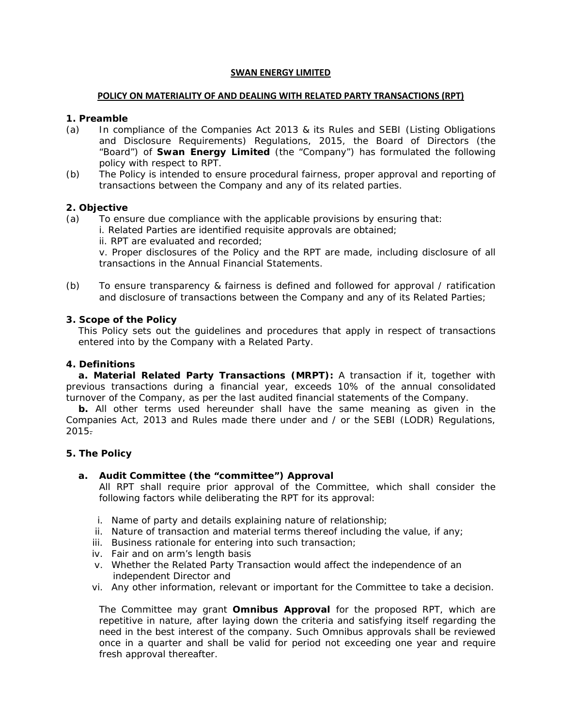**SWAN ENERGY LIMITED**

**POLICY ON MATERIALITY OF AND DEALING WITH RELATED PARTY TRANSACTIONS (RPT)**

**1. Preamble**

(a) In compliance of the Companies Act 2013 & its Rules and SEBI (Listing Obligations and Disclosure Requirements) Regulations, 2015, the Board of Directors (the "Board") of **Swan Energy Limited** (the "Company") has formulated the following policy with respect to RPT.

(b) The Policy is intended to ensure procedural fairness, proper approval and reporting of transactions between the Company and any of its related parties.

**2. Objective**

(a) To ensure due compliance with the applicable provisions by ensuring that:

i. Related Parties are identified requisite approvals are obtained;

ii. RPT are evaluated and recorded;

v. Proper disclosures of the Policy and the RPT are made, including disclosure of all transactions in the Annual Financial Statements.

(b) To ensure transparency & fairness is defined and followed for approval / ratification and disclosure of transactions between the Company and any of its Related Parties;

**3. Scope of the Policy**

This Policy sets out the guidelines and procedures that apply in respect of transactions entered into by the Company with a Related Party.

**4. Definitions**

**a. Material Related Party Transactions (MRPT):** A transaction if it, together with previous transactions during a financial year, exceeds 10% of the annual consolidated turnover of the Company, as per the last audited financial statements of the Company.

**b.** All other terms used hereunder shall have the same meaning as given in the Companies Act, 2013 and Rules made there under and / or the SEBI (LODR) Regulations, 2015.

**5. The Policy**

**a. Audit Committee (the "committee") Approval**

All RPT shall require prior approval of the Committee, which shall consider the following factors while deliberating the RPT for its approval:

i. Name of party and details explaining nature of relationship;
ii. Nature of transaction and material terms thereof including the value, if any;
iii. Business rationale for entering into such transaction;
iv. Fair and on arm's length basis
v. Whether the Related Party Transaction would affect the independence of an independent Director and
vi. Any other information, relevant or important for the Committee to take a decision.

The Committee may grant **Omnibus Approval** for the proposed RPT, which are repetitive in nature, after laying down the criteria and satisfying itself regarding the need in the best interest of the company. Such Omnibus approvals shall be reviewed once in a quarter and shall be valid for period not exceeding one year and require fresh approval thereafter.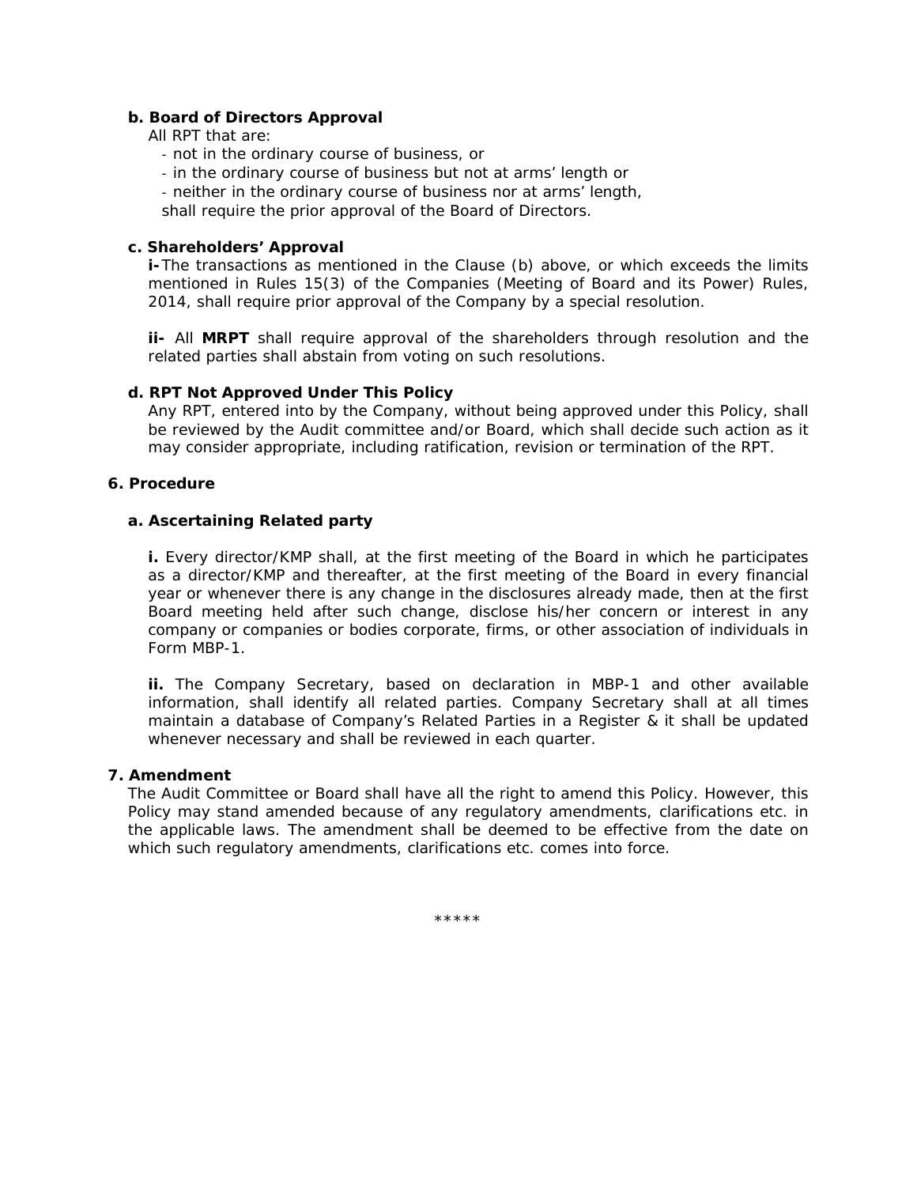**b. Board of Directors Approval**

All RPT that are:

- not in the ordinary course of business, or
- in the ordinary course of business but not at arms' length or
- neither in the ordinary course of business nor at arms' length,

shall require the prior approval of the Board of Directors.

**c. Shareholders' Approval**

**i-** The transactions as mentioned in the Clause (b) above, or which exceeds the limits mentioned in Rules 15(3) of the Companies (Meeting of Board and its Power) Rules, 2014, shall require prior approval of the Company by a special resolution.

**ii-** All **MRPT** shall require approval of the shareholders through resolution and the related parties shall abstain from voting on such resolutions.

**d. RPT Not Approved Under This Policy**

Any RPT, entered into by the Company, without being approved under this Policy, shall be reviewed by the Audit committee and/or Board, which shall decide such action as it may consider appropriate, including ratification, revision or termination of the RPT.

**6. Procedure**

**a. Ascertaining Related party**

**i.** Every director/KMP shall, at the first meeting of the Board in which he participates as a director/KMP and thereafter, at the first meeting of the Board in every financial year or whenever there is any change in the disclosures already made, then at the first Board meeting held after such change, disclose his/her concern or interest in any company or companies or bodies corporate, firms, or other association of individuals in Form MBP-1.

**ii.** The Company Secretary, based on declaration in MBP-1 and other available information, shall identify all related parties. Company Secretary shall at all times maintain a database of Company's Related Parties in a Register & it shall be updated whenever necessary and shall be reviewed in each quarter.

**7. Amendment**

The Audit Committee or Board shall have all the right to amend this Policy. However, this Policy may stand amended because of any regulatory amendments, clarifications etc. in the applicable laws. The amendment shall be deemed to be effective from the date on which such regulatory amendments, clarifications etc. comes into force.

*****